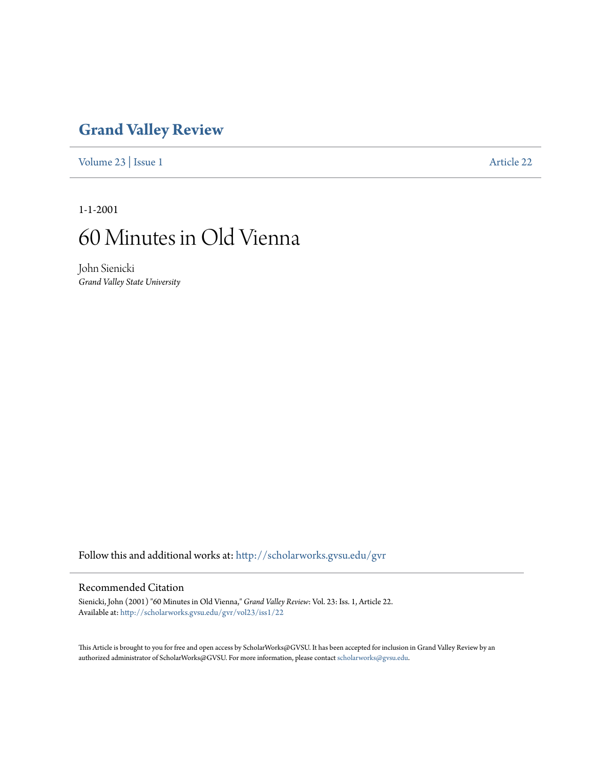# Grand Valley Review

Volume 23 | Issue 1 Article 22

1-1-2001

# 60 Minutes in Old Vienna

John Sienicki
*Grand Valley State University*

Follow this and additional works at: http://scholarworks.gvsu.edu/gvr

## Recommended Citation

Sienicki, John (2001) "60 Minutes in Old Vienna," *Grand Valley Review*: Vol. 23: Iss. 1, Article 22.
Available at: http://scholarworks.gvsu.edu/gvr/vol23/iss1/22

This Article is brought to you for free and open access by ScholarWorks@GVSU. It has been accepted for inclusion in Grand Valley Review by an authorized administrator of ScholarWorks@GVSU. For more information, please contact scholarworks@gvsu.edu.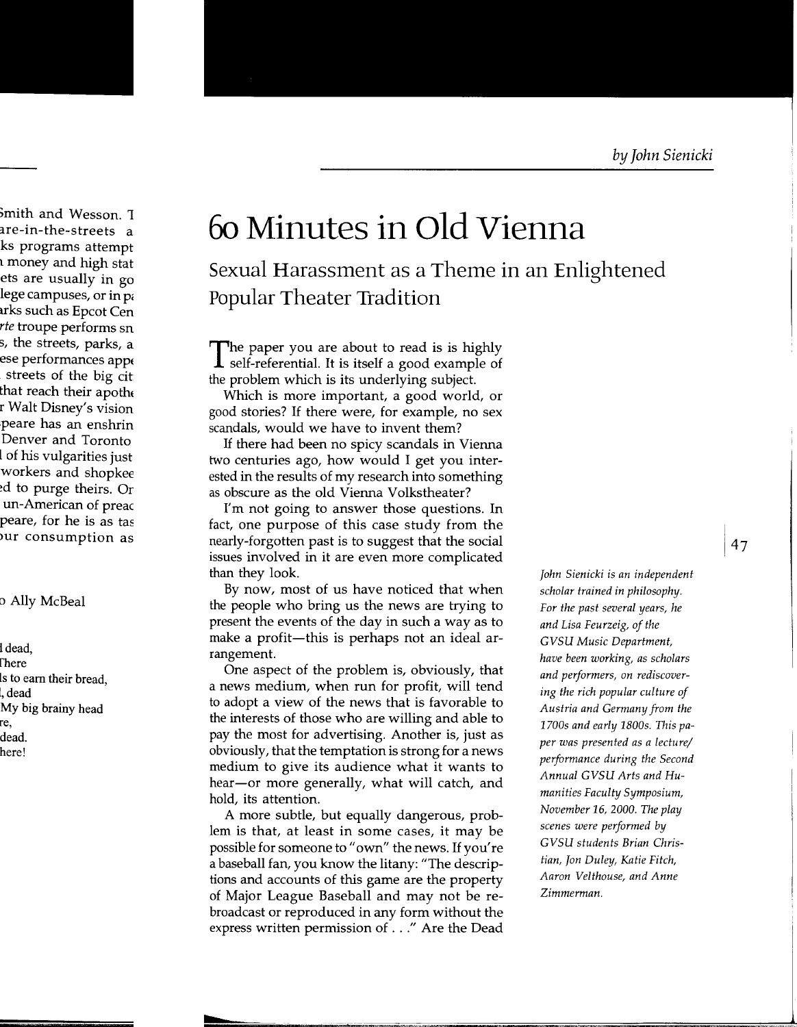*by John Sienicki*

# 60 Minutes in Old Vienna

## Sexual Harassment as a Theme in an Enlightened Popular Theater Tradition

The paper you are about to read is is highly self-referential. It is itself a good example of the problem which is its underlying subject.

Which is more important, a good world, or good stories? If there were, for example, no sex scandals, would we have to invent them?

If there had been no spicy scandals in Vienna two centuries ago, how would I get you interested in the results of my research into something as obscure as the old Vienna Volkstheater?

I'm not going to answer those questions. In fact, one purpose of this case study from the nearly-forgotten past is to suggest that the social issues involved in it are even more complicated than they look.

By now, most of us have noticed that when the people who bring us the news are trying to present the events of the day in such a way as to make a profit—this is perhaps not an ideal arrangement.

One aspect of the problem is, obviously, that a news medium, when run for profit, will tend to adopt a view of the news that is favorable to the interests of those who are willing and able to pay the most for advertising. Another is, just as obviously, that the temptation is strong for a news medium to give its audience what it wants to hear—or more generally, what will catch, and hold, its attention.

A more subtle, but equally dangerous, problem is that, at least in some cases, it may be possible for someone to "own" the news. If you're a baseball fan, you know the litany: "The descriptions and accounts of this game are the property of Major League Baseball and may not be rebroadcast or reproduced in any form without the express written permission of . . ." Are the Dead

*John Sienicki is an independent scholar trained in philosophy. For the past several years, he and Lisa Feurzeig, of the GVSU Music Department, have been working, as scholars and performers, on rediscovering the rich popular culture of Austria and Germany from the 1700s and early 1800s. This paper was presented as a lecture/performance during the Second Annual GVSU Arts and Humanities Faculty Symposium, November 16, 2000. The play scenes were performed by GVSU students Brian Christian, Jon Duley, Katie Fitch, Aaron Velthouse, and Anne Zimmerman.*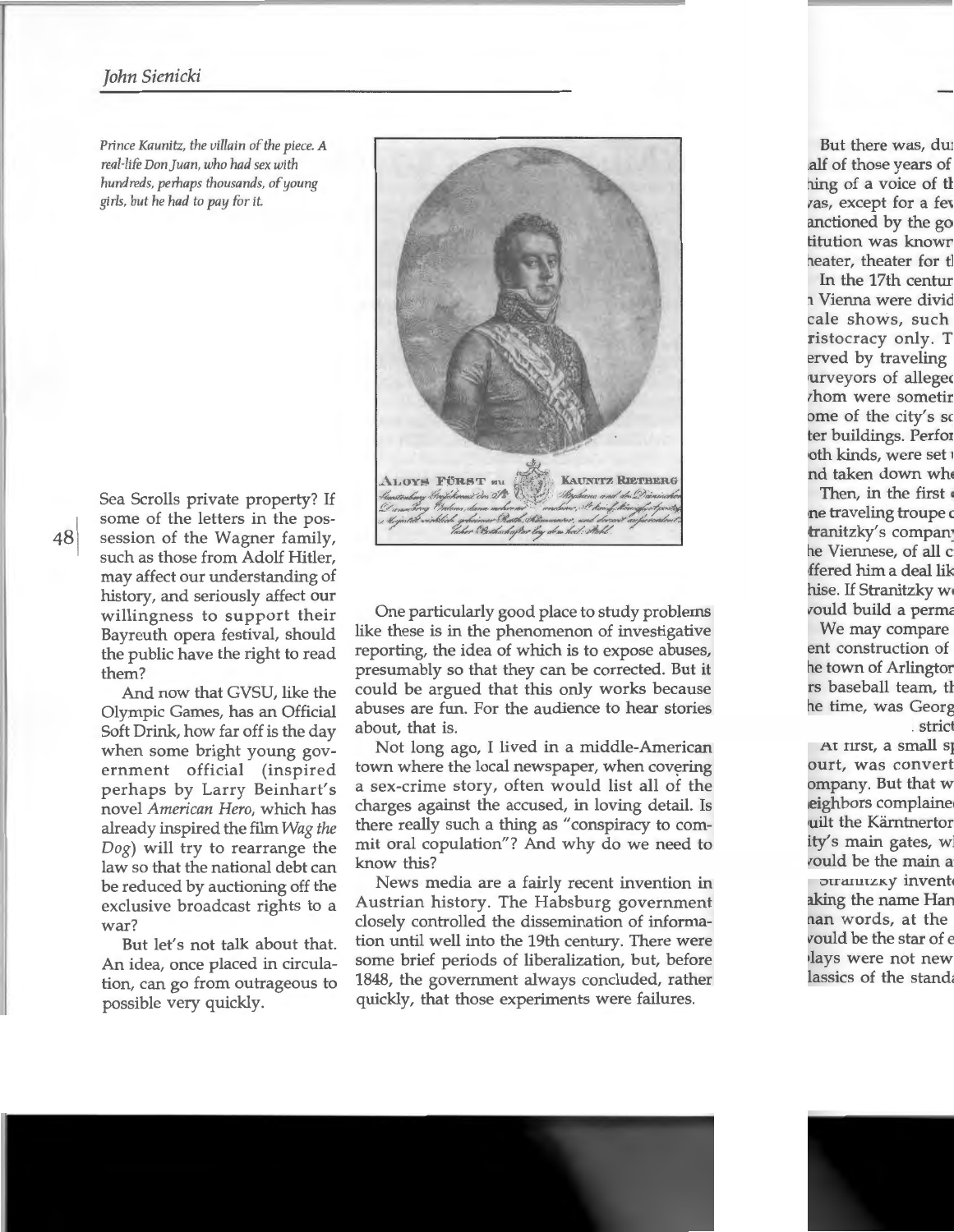*Prince Kaunitz, the villain of the piece. A real-life Don Juan, who had sex with hundreds, perhaps thousands, of young girls, but he had to pay for it.*

ALOYS FÜRST zu KAUNITZ RIETBERG

Sea Scrolls private property? If some of the letters in the possession of the Wagner family, such as those from Adolf Hitler, may affect our understanding of history, and seriously affect our willingness to support their Bayreuth opera festival, should the public have the right to read them?

And now that GVSU, like the Olympic Games, has an Official Soft Drink, how far off is the day when some bright young government official (inspired perhaps by Larry Beinhart's novel *American Hero*, which has already inspired the film *Wag the Dog*) will try to rearrange the law so that the national debt can be reduced by auctioning off the exclusive broadcast rights to a war?

But let's not talk about that. An idea, once placed in circulation, can go from outrageous to possible very quickly.

One particularly good place to study problems like these is in the phenomenon of investigative reporting, the idea of which is to expose abuses, presumably so that they can be corrected. But it could be argued that this only works because abuses are fun. For the audience to hear stories about, that is.

Not long ago, I lived in a middle-American town where the local newspaper, when covering a sex-crime story, often would list all of the charges against the accused, in loving detail. Is there really such a thing as "conspiracy to commit oral copulation"? And why do we need to know this?

News media are a fairly recent invention in Austrian history. The Habsburg government closely controlled the dissemination of information until well into the 19th century. There were some brief periods of liberalization, but, before 1848, the government always concluded, rather quickly, that those experiments were failures.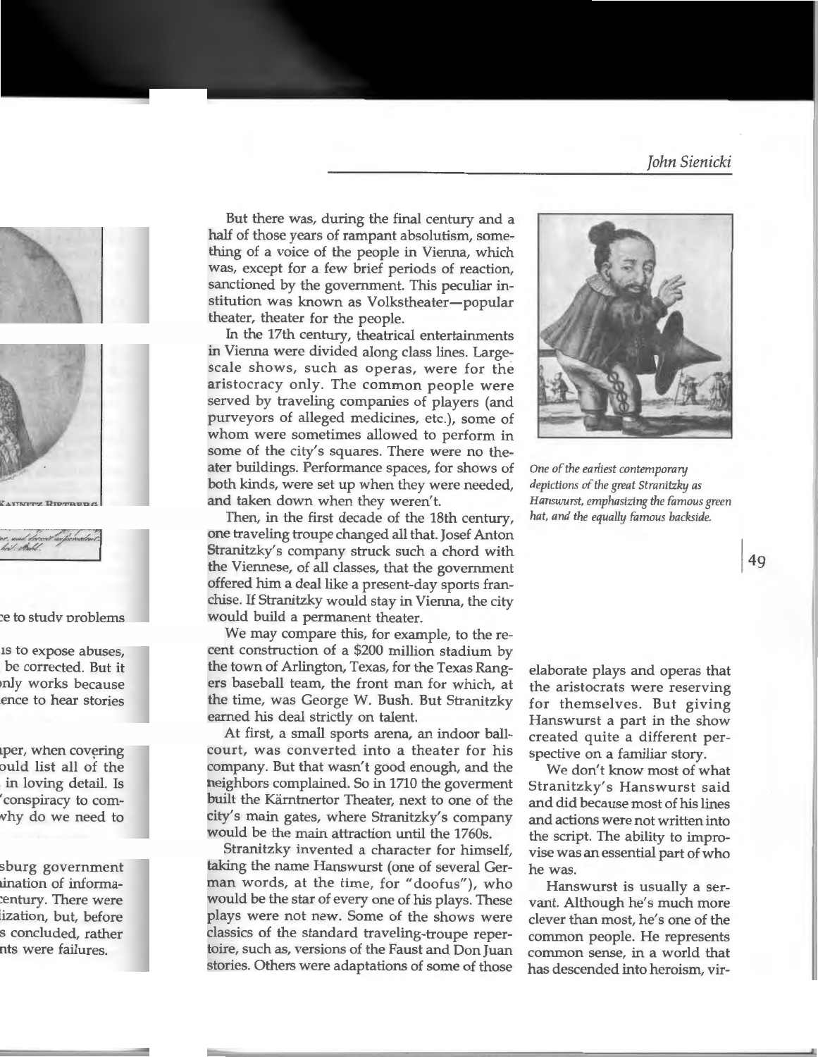But there was, during the final century and a half of those years of rampant absolutism, something of a voice of the people in Vienna, which was, except for a few brief periods of reaction, sanctioned by the government. This peculiar institution was known as Volkstheater—popular theater, theater for the people.

In the 17th century, theatrical entertainments in Vienna were divided along class lines. Large-scale shows, such as operas, were for the aristocracy only. The common people were served by traveling companies of players (and purveyors of alleged medicines, etc.), some of whom were sometimes allowed to perform in some of the city's squares. There were no theater buildings. Performance spaces, for shows of both kinds, were set up when they were needed, and taken down when they weren't.

Then, in the first decade of the 18th century, one traveling troupe changed all that. Josef Anton Stranitzky's company struck such a chord with the Viennese, of all classes, that the government offered him a deal like a present-day sports franchise. If Stranitzky would stay in Vienna, the city would build a permanent theater.

We may compare this, for example, to the recent construction of a $200 million stadium by the town of Arlington, Texas, for the Texas Rangers baseball team, the front man for which, at the time, was George W. Bush. But Stranitzky earned his deal strictly on talent.

At first, a small sports arena, an indoor ball-court, was converted into a theater for his company. But that wasn't good enough, and the neighbors complained. So in 1710 the goverment built the Kärntnertor Theater, next to one of the city's main gates, where Stranitzky's company would be the main attraction until the 1760s.

Stranitzky invented a character for himself, taking the name Hanswurst (one of several German words, at the time, for "doofus"), who would be the star of every one of his plays. These plays were not new. Some of the shows were classics of the standard traveling-troupe repertoire, such as, versions of the Faust and Don Juan stories. Others were adaptations of some of those elaborate plays and operas that the aristocrats were reserving for themselves. But giving Hanswurst a part in the show created quite a different perspective on a familiar story.

*One of the earliest contemporary depictions of the great Stranitzky as Hanswurst, emphasizing the famous green hat, and the equally famous backside.*

We don't know most of what Stranitzky's Hanswurst said and did because most of his lines and actions were not written into the script. The ability to improvise was an essential part of who he was.

Hanswurst is usually a servant. Although he's much more clever than most, he's one of the common people. He represents common sense, in a world that has descended into heroism, vir-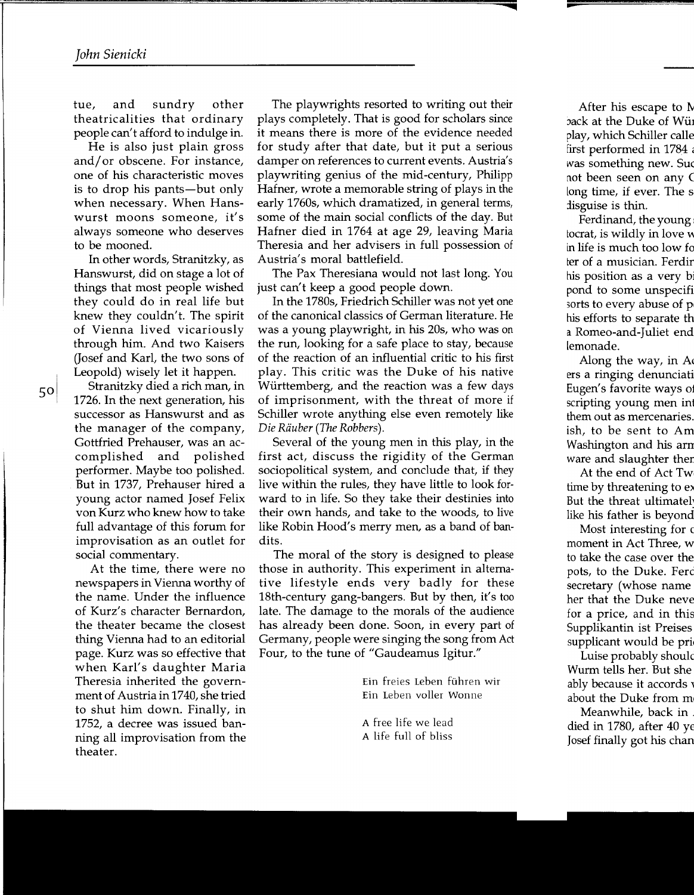tue, and sundry other theatricalities that ordinary people can't afford to indulge in.

He is also just plain gross and/or obscene. For instance, one of his characteristic moves is to drop his pants—but only when necessary. When Hanswurst moons someone, it's always someone who deserves to be mooned.

In other words, Stranitzky, as Hanswurst, did on stage a lot of things that most people wished they could do in real life but knew they couldn't. The spirit of Vienna lived vicariously through him. And two Kaisers (Josef and Karl, the two sons of Leopold) wisely let it happen.

Stranitzky died a rich man, in 1726. In the next generation, his successor as Hanswurst and as the manager of the company, Gottfried Prehauser, was an accomplished and polished performer. Maybe too polished. But in 1737, Prehauser hired a young actor named Josef Felix von Kurz who knew how to take full advantage of this forum for improvisation as an outlet for social commentary.

At the time, there were no newspapers in Vienna worthy of the name. Under the influence of Kurz's character Bernardon, the theater became the closest thing Vienna had to an editorial page. Kurz was so effective that when Karl's daughter Maria Theresia inherited the government of Austria in 1740, she tried to shut him down. Finally, in 1752, a decree was issued banning all improvisation from the theater.

The playwrights resorted to writing out their plays completely. That is good for scholars since it means there is more of the evidence needed for study after that date, but it put a serious damper on references to current events. Austria's playwriting genius of the mid-century, Philipp Hafner, wrote a memorable string of plays in the early 1760s, which dramatized, in general terms, some of the main social conflicts of the day. But Hafner died in 1764 at age 29, leaving Maria Theresia and her advisers in full possession of Austria's moral battlefield.

The Pax Theresiana would not last long. You just can't keep a good people down.

In the 1780s, Friedrich Schiller was not yet one of the canonical classics of German literature. He was a young playwright, in his 20s, who was on the run, looking for a safe place to stay, because of the reaction of an influential critic to his first play. This critic was the Duke of his native Württemberg, and the reaction was a few days of imprisonment, with the threat of more if Schiller wrote anything else even remotely like *Die Räuber* (*The Robbers*).

Several of the young men in this play, in the first act, discuss the rigidity of the German sociopolitical system, and conclude that, if they live within the rules, they have little to look forward to in life. So they take their destinies into their own hands, and take to the woods, to live like Robin Hood's merry men, as a band of bandits.

The moral of the story is designed to please those in authority. This experiment in alternative lifestyle ends very badly for these 18th-century gang-bangers. But by then, it's too late. The damage to the morals of the audience has already been done. Soon, in every part of Germany, people were singing the song from Act Four, to the tune of "Gaudeamus Igitur."

> Ein freies Leben führen wir
> Ein Leben voller Wonne
>
> A free life we lead
> A life full of bliss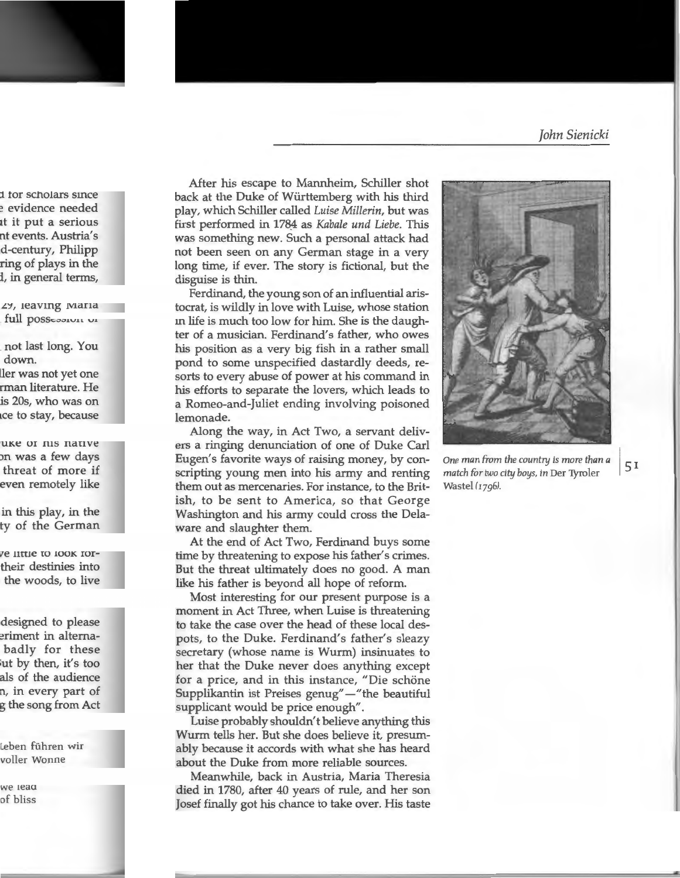After his escape to Mannheim, Schiller shot back at the Duke of Württemberg with his third play, which Schiller called *Luise Millerin*, but was first performed in 1784 as *Kabale und Liebe*. This was something new. Such a personal attack had not been seen on any German stage in a very long time, if ever. The story is fictional, but the disguise is thin.

Ferdinand, the young son of an influential aristocrat, is wildly in love with Luise, whose station in life is much too low for him. She is the daughter of a musician. Ferdinand's father, who owes his position as a very big fish in a rather small pond to some unspecified dastardly deeds, resorts to every abuse of power at his command in his efforts to separate the lovers, which leads to a Romeo-and-Juliet ending involving poisoned lemonade.

Along the way, in Act Two, a servant delivers a ringing denunciation of one of Duke Carl Eugen's favorite ways of raising money, by conscripting young men into his army and renting them out as mercenaries. For instance, to the British, to be sent to America, so that George Washington and his army could cross the Delaware and slaughter them.

At the end of Act Two, Ferdinand buys some time by threatening to expose his father's crimes. But the threat ultimately does no good. A man like his father is beyond all hope of reform.

Most interesting for our present purpose is a moment in Act Three, when Luise is threatening to take the case over the head of these local despots, to the Duke. Ferdinand's father's sleazy secretary (whose name is Wurm) insinuates to her that the Duke never does anything except for a price, and in this instance, "Die schöne Supplikantin ist Preises genug"—"the beautiful supplicant would be price enough".

Luise probably shouldn't believe anything this Wurm tells her. But she does believe it, presumably because it accords with what she has heard about the Duke from more reliable sources.

Meanwhile, back in Austria, Maria Theresia died in 1780, after 40 years of rule, and her son Josef finally got his chance to take over. His taste

*One man from the country is more than a match for two city boys, in* Der Tyroler Wastel *(1796).*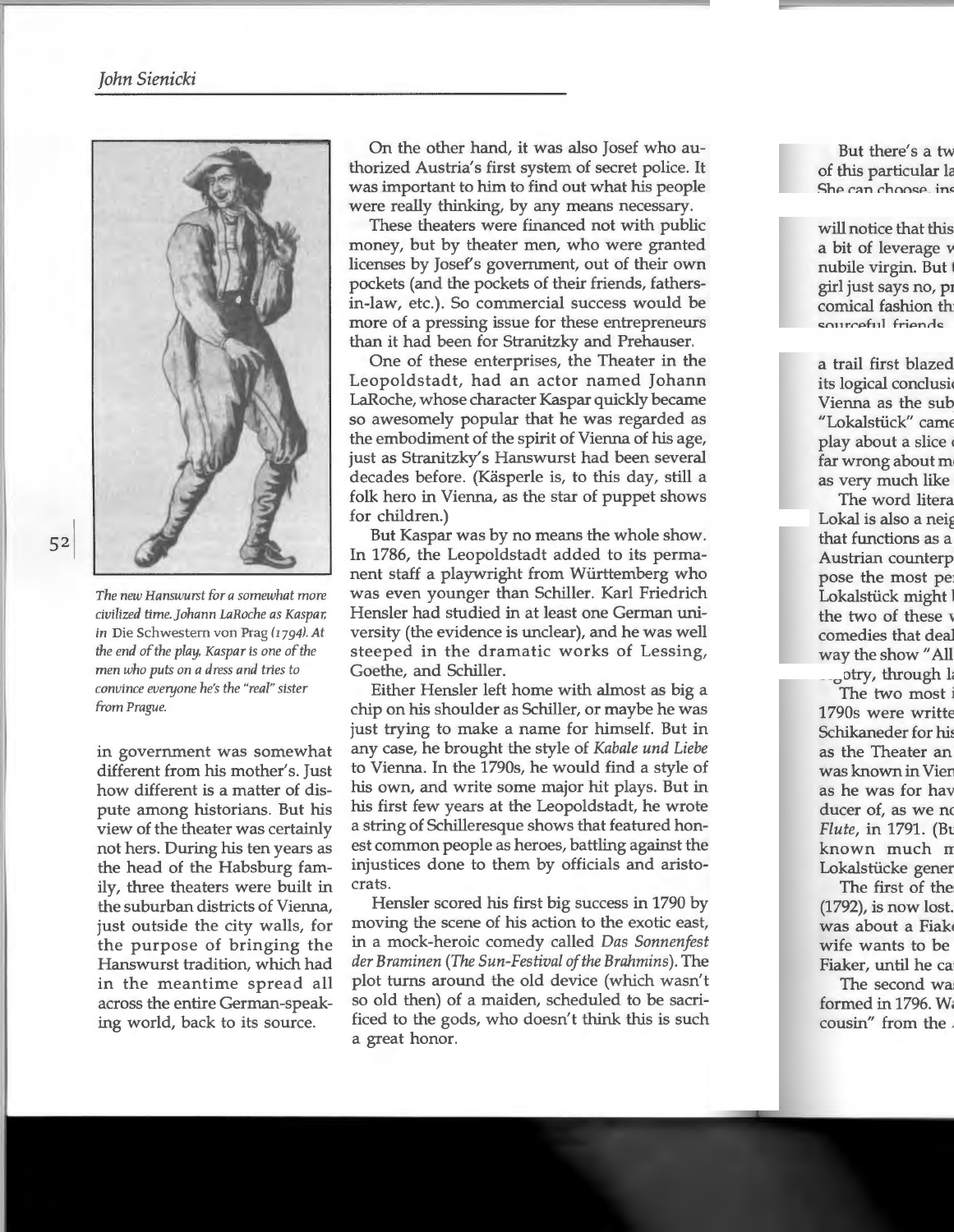in government was somewhat different from his mother's. Just how different is a matter of dispute among historians. But his view of the theater was certainly not hers. During his ten years as the head of the Habsburg family, three theaters were built in the suburban districts of Vienna, just outside the city walls, for the purpose of bringing the Hanswurst tradition, which had in the meantime spread all across the entire German-speaking world, back to its source.

*The new Hanswurst for a somewhat more civilized time. Johann LaRoche as Kaspar, in* Die Schwestern von Prag *(1794). At the end of the play, Kaspar is one of the men who puts on a dress and tries to convince everyone he's the "real" sister from Prague.*

On the other hand, it was also Josef who authorized Austria's first system of secret police. It was important to him to find out what his people were really thinking, by any means necessary.

These theaters were financed not with public money, but by theater men, who were granted licenses by Josef's government, out of their own pockets (and the pockets of their friends, fathers-in-law, etc.). So commercial success would be more of a pressing issue for these entrepreneurs than it had been for Stranitzky and Prehauser.

One of these enterprises, the Theater in the Leopoldstadt, had an actor named Johann LaRoche, whose character Kaspar quickly became so awesomely popular that he was regarded as the embodiment of the spirit of Vienna of his age, just as Stranitzky's Hanswurst had been several decades before. (Käsperle is, to this day, still a folk hero in Vienna, as the star of puppet shows for children.)

But Kaspar was by no means the whole show. In 1786, the Leopoldstadt added to its permanent staff a playwright from Württemberg who was even younger than Schiller. Karl Friedrich Hensler had studied in at least one German university (the evidence is unclear), and he was well steeped in the dramatic works of Lessing, Goethe, and Schiller.

Either Hensler left home with almost as big a chip on his shoulder as Schiller, or maybe he was just trying to make a name for himself. But in any case, he brought the style of *Kabale und Liebe* to Vienna. In the 1790s, he would find a style of his own, and write some major hit plays. But in his first few years at the Leopoldstadt, he wrote a string of Schilleresque shows that featured honest common people as heroes, battling against the injustices done to them by officials and aristocrats.

Hensler scored his first big success in 1790 by moving the scene of his action to the exotic east, in a mock-heroic comedy called *Das Sonnenfest der Braminen* (*The Sun-Festival of the Brahmins*). The plot turns around the old device (which wasn't so old then) of a maiden, scheduled to be sacrificed to the gods, who doesn't think this is such a great honor.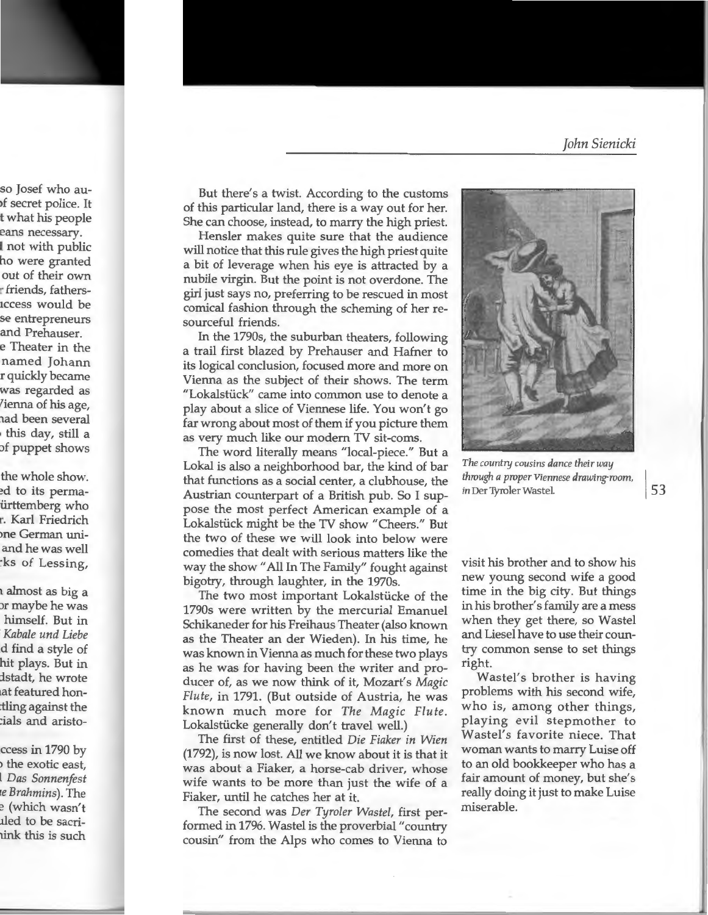But there's a twist. According to the customs of this particular land, there is a way out for her. She can choose, instead, to marry the high priest.

Hensler makes quite sure that the audience will notice that this rule gives the high priest quite a bit of leverage when his eye is attracted by a nubile virgin. But the point is not overdone. The girl just says no, preferring to be rescued in most comical fashion through the scheming of her resourceful friends.

In the 1790s, the suburban theaters, following a trail first blazed by Prehauser and Hafner to its logical conclusion, focused more and more on Vienna as the subject of their shows. The term "Lokalstück" came into common use to denote a play about a slice of Viennese life. You won't go far wrong about most of them if you picture them as very much like our modern TV sit-coms.

The word literally means "local-piece." But a Lokal is also a neighborhood bar, the kind of bar that functions as a social center, a clubhouse, the Austrian counterpart of a British pub. So I suppose the most perfect American example of a Lokalstück might be the TV show "Cheers." But the two of these we will look into below were comedies that dealt with serious matters like the way the show "All In The Family" fought against bigotry, through laughter, in the 1970s.

The two most important Lokalstücke of the 1790s were written by the mercurial Emanuel Schikaneder for his Freihaus Theater (also known as the Theater an der Wieden). In his time, he was known in Vienna as much for these two plays as he was for having been the writer and producer of, as we now think of it, Mozart's *Magic Flute*, in 1791. (But outside of Austria, he was known much more for *The Magic Flute*. Lokalstücke generally don't travel well.)

The first of these, entitled *Die Fiaker in Wien* (1792), is now lost. All we know about it is that it was about a Fiaker, a horse-cab driver, whose wife wants to be more than just the wife of a Fiaker, until he catches her at it.

The second was *Der Tyroler Wastel*, first performed in 1796. Wastel is the proverbial "country cousin" from the Alps who comes to Vienna to visit his brother and to show his new young second wife a good time in the big city. But things in his brother's family are a mess when they get there, so Wastel and Liesel have to use their country common sense to set things right.

*The country cousins dance their way through a proper Viennese drawing-room, in* Der Tyroler Wastel.

Wastel's brother is having problems with his second wife, who is, among other things, playing evil stepmother to Wastel's favorite niece. That woman wants to marry Luise off to an old bookkeeper who has a fair amount of money, but she's really doing it just to make Luise miserable.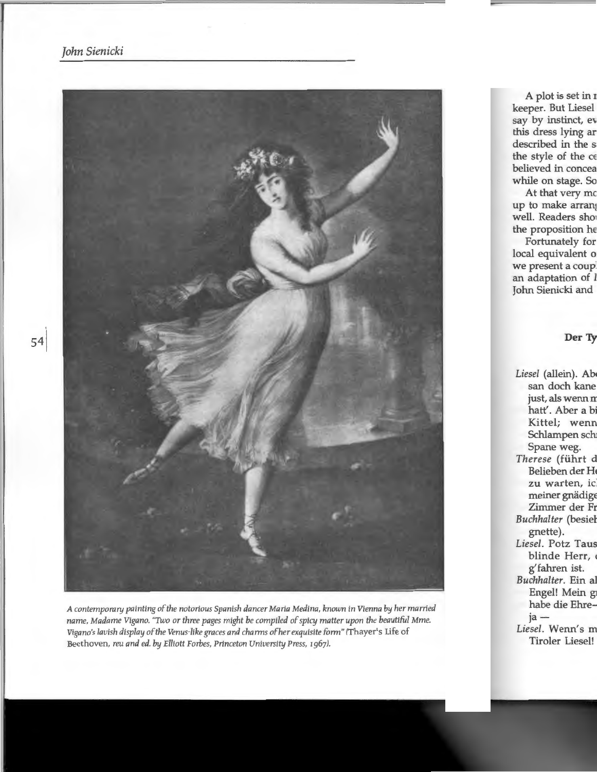A contemporary painting of the notorious Spanish dancer Maria Medina, known in Vienna by her married name, Madame Vigano. "Two or three pages might be compiled of spicy matter upon the beautiful Mme. Vigano's lavish display of the Venus-like graces and charms of her exquisite form" (Thayer's Life of Beethoven, rev and ed. by Elliott Forbes, Princeton University Press, 1967).

A plot is set in r
keeper. But Liesel
say by instinct, ev
this dress lying ar
described in the s
the style of the ce
believed in concea
while on stage. So

At that very mo
up to make arran
well. Readers shou
the proposition he

Fortunately for
local equivalent o
we present a coup
an adaptation of I
John Sienicki and

**Der Ty**

*Liesel* (allein). Ab
san doch kane
just, als wenn m
hatt'. Aber a bi
Kittel; wenn
Schlampen sch
Spane weg.

*Therese* (führt d
Belieben der H
zu warten, ic
meiner gnädige
Zimmer der Fr

*Buchhalter* (besieh
gnette).

*Liesel*. Potz Taus
blinde Herr, d
g'fahren ist.

*Buchhalter*. Ein al
Engel! Mein gr
habe die Ehre—
ja —

*Liesel*. Wenn's m
Tiroler Liesel!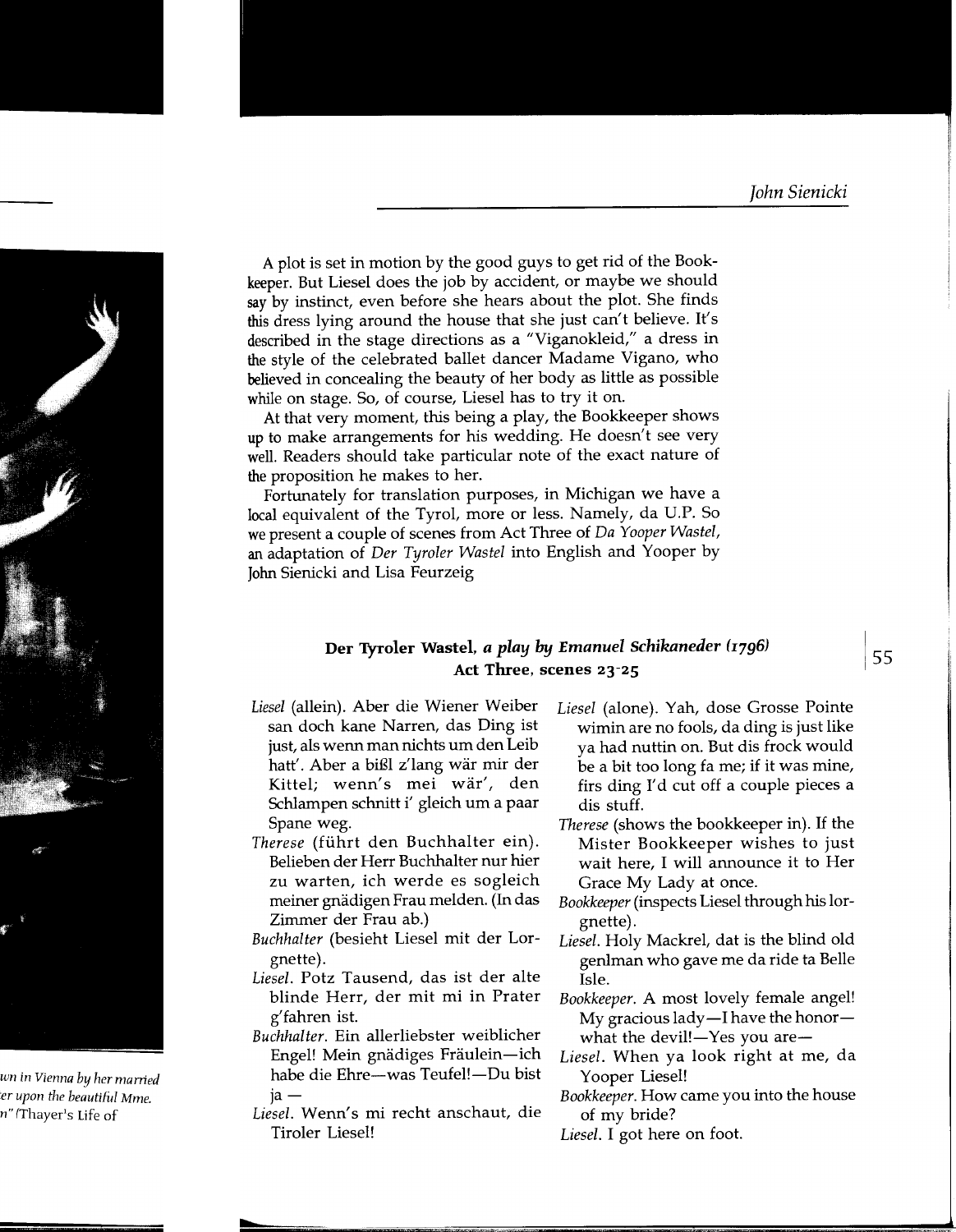A plot is set in motion by the good guys to get rid of the Bookkeeper. But Liesel does the job by accident, or maybe we should say by instinct, even before she hears about the plot. She finds this dress lying around the house that she just can't believe. It's described in the stage directions as a "Viganokleid," a dress in the style of the celebrated ballet dancer Madame Vigano, who believed in concealing the beauty of her body as little as possible while on stage. So, of course, Liesel has to try it on.

At that very moment, this being a play, the Bookkeeper shows up to make arrangements for his wedding. He doesn't see very well. Readers should take particular note of the exact nature of the proposition he makes to her.

Fortunately for translation purposes, in Michigan we have a local equivalent of the Tyrol, more or less. Namely, da U.P. So we present a couple of scenes from Act Three of *Da Yooper Wastel*, an adaptation of *Der Tyroler Wastel* into English and Yooper by John Sienicki and Lisa Feurzeig

### Der Tyroler Wastel, *a play by Emanuel Schikaneder (1796)* Act Three, scenes 23-25

*Liesel* (allein). Aber die Wiener Weiber san doch kane Narren, das Ding ist just, als wenn man nichts um den Leib hatt'. Aber a bißl z'lang wär mir der Kittel; wenn's mei wär', den Schlampen schnitt i' gleich um a paar Spane weg.

*Therese* (führt den Buchhalter ein). Belieben der Herr Buchhalter nur hier zu warten, ich werde es sogleich meiner gnädigen Frau melden. (In das Zimmer der Frau ab.)

*Buchhalter* (besieht Liesel mit der Lorgnette).

*Liesel*. Potz Tausend, das ist der alte blinde Herr, der mit mi in Prater g'fahren ist.

*Buchhalter*. Ein allerliebster weiblicher Engel! Mein gnädiges Fräulein—ich habe die Ehre—was Teufel!—Du bist ja —

*Liesel*. Wenn's mi recht anschaut, die Tiroler Liesel!

*Liesel* (alone). Yah, dose Grosse Pointe wimin are no fools, da ding is just like ya had nuttin on. But dis frock would be a bit too long fa me; if it was mine, firs ding I'd cut off a couple pieces a dis stuff.

*Therese* (shows the bookkeeper in). If the Mister Bookkeeper wishes to just wait here, I will announce it to Her Grace My Lady at once.

*Bookkeeper* (inspects Liesel through his lorgnette).

*Liesel*. Holy Mackrel, dat is the blind old genlman who gave me da ride ta Belle Isle.

*Bookkeeper*. A most lovely female angel! My gracious lady—I have the honor—what the devil!—Yes you are—

*Liesel*. When ya look right at me, da Yooper Liesel!

*Bookkeeper*. How came you into the house of my bride?

*Liesel*. I got here on foot.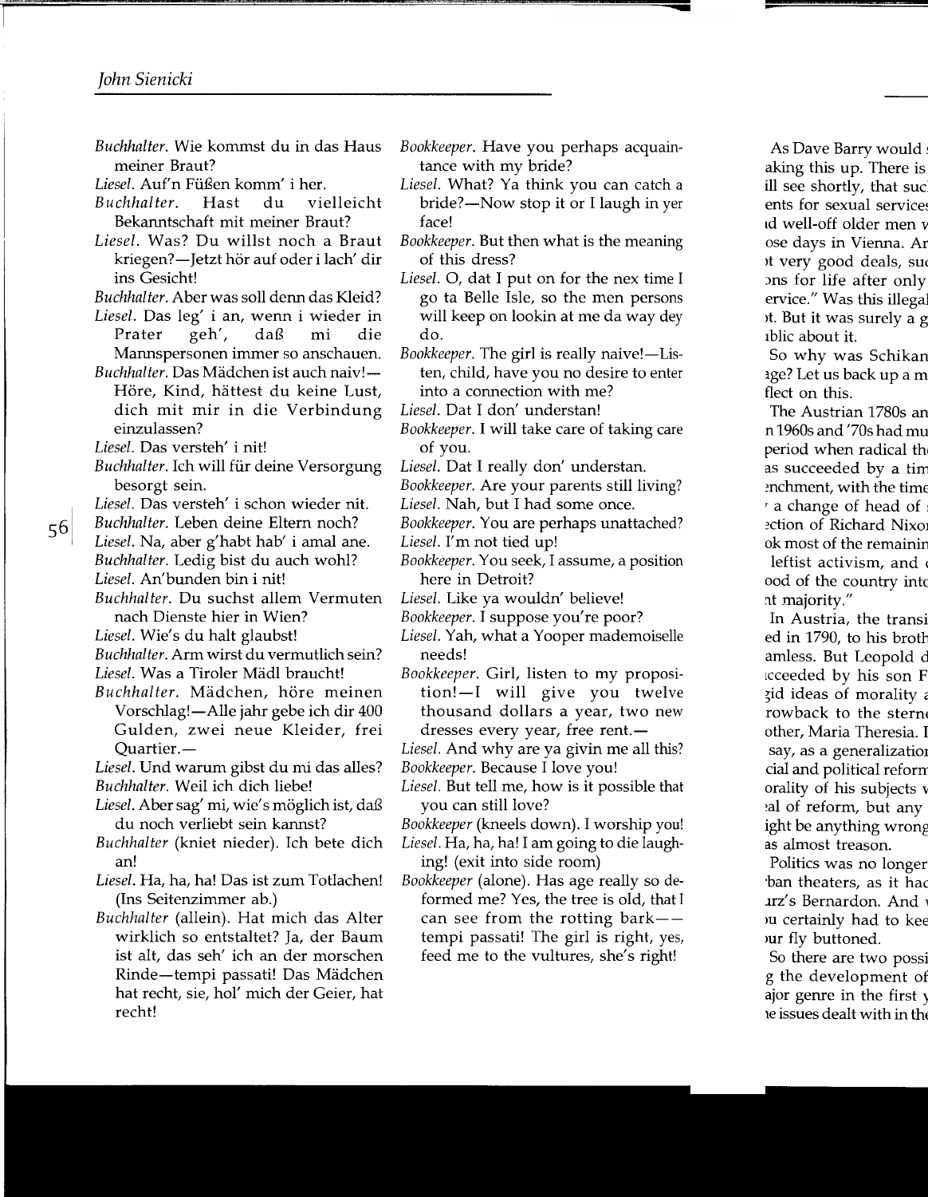*Buchhalter.* Wie kommst du in das Haus meiner Braut?

*Liesel.* Auf'n Füßen komm' i her.

*Buchhalter.* Hast du vielleicht Bekanntschaft mit meiner Braut?

*Liesel.* Was? Du willst noch a Braut kriegen?—Jetzt hör auf oder i lach' dir ins Gesicht!

*Buchhalter.* Aber was soll denn das Kleid?

*Liesel.* Das leg' i an, wenn i wieder in Prater geh', daß mi die Mannspersonen immer so anschauen.

*Buchhalter.* Das Mädchen ist auch naiv!—Höre, Kind, hättest du keine Lust, dich mit mir in die Verbindung einzulassen?

*Liesel.* Das versteh' i nit!

*Buchhalter.* Ich will für deine Versorgung besorgt sein.

*Liesel.* Das versteh' i schon wieder nit.

*Buchhalter.* Leben deine Eltern noch?

*Liesel.* Na, aber g'habt hab' i amal ane.

*Buchhalter.* Ledig bist du auch wohl?

*Liesel.* An'bunden bin i nit!

*Buchhalter.* Du suchst allem Vermuten nach Dienste hier in Wien?

*Liesel.* Wie's du halt glaubst!

*Buchhalter.* Arm wirst du vermutlich sein?

*Liesel.* Was a Tiroler Mädl braucht!

*Buchhalter.* Mädchen, höre meinen Vorschlag!—Alle jahr gebe ich dir 400 Gulden, zwei neue Kleider, frei Quartier.—

*Liesel.* Und warum gibst du mi das alles?

*Buchhalter.* Weil ich dich liebe!

*Liesel.* Aber sag' mi, wie's möglich ist, daß du noch verliebt sein kannst?

*Buchhalter* (kniet nieder). Ich bete dich an!

*Liesel.* Ha, ha, ha! Das ist zum Totlachen! (Ins Seitenzimmer ab.)

*Buchhalter* (allein). Hat mich das Alter wirklich so entstaltet? Ja, der Baum ist alt, das seh' ich an der morschen Rinde—tempi passati! Das Mädchen hat recht, sie, hol' mich der Geier, hat recht!

*Bookkeeper.* Have you perhaps acquaintance with my bride?

*Liesel.* What? Ya think you can catch a bride?—Now stop it or I laugh in yer face!

*Bookkeeper.* But then what is the meaning of this dress?

*Liesel.* O, dat I put on for the nex time I go ta Belle Isle, so the men persons will keep on lookin at me da way dey do.

*Bookkeeper.* The girl is really naive!—Listen, child, have you no desire to enter into a connection with me?

*Liesel.* Dat I don' understan!

*Bookkeeper.* I will take care of taking care of you.

*Liesel.* Dat I really don' understan.

*Bookkeeper.* Are your parents still living?

*Liesel.* Nah, but I had some once.

*Bookkeeper.* You are perhaps unattached?

*Liesel.* I'm not tied up!

*Bookkeeper.* You seek, I assume, a position here in Detroit?

*Liesel.* Like ya wouldn' believe!

*Bookkeeper.* I suppose you're poor?

*Liesel.* Yah, what a Yooper mademoiselle needs!

*Bookkeeper.* Girl, listen to my proposition!—I will give you twelve thousand dollars a year, two new dresses every year, free rent.—

*Liesel.* And why are ya givin me all this?

*Bookkeeper.* Because I love you!

*Liesel.* But tell me, how is it possible that you can still love?

*Bookkeeper* (kneels down). I worship you!

*Liesel.* Ha, ha, ha! I am going to die laughing! (exit into side room)

*Bookkeeper* (alone). Has age really so deformed me? Yes, the tree is old, that I can see from the rotting bark——tempi passati! The girl is right, yes, feed me to the vultures, she's right!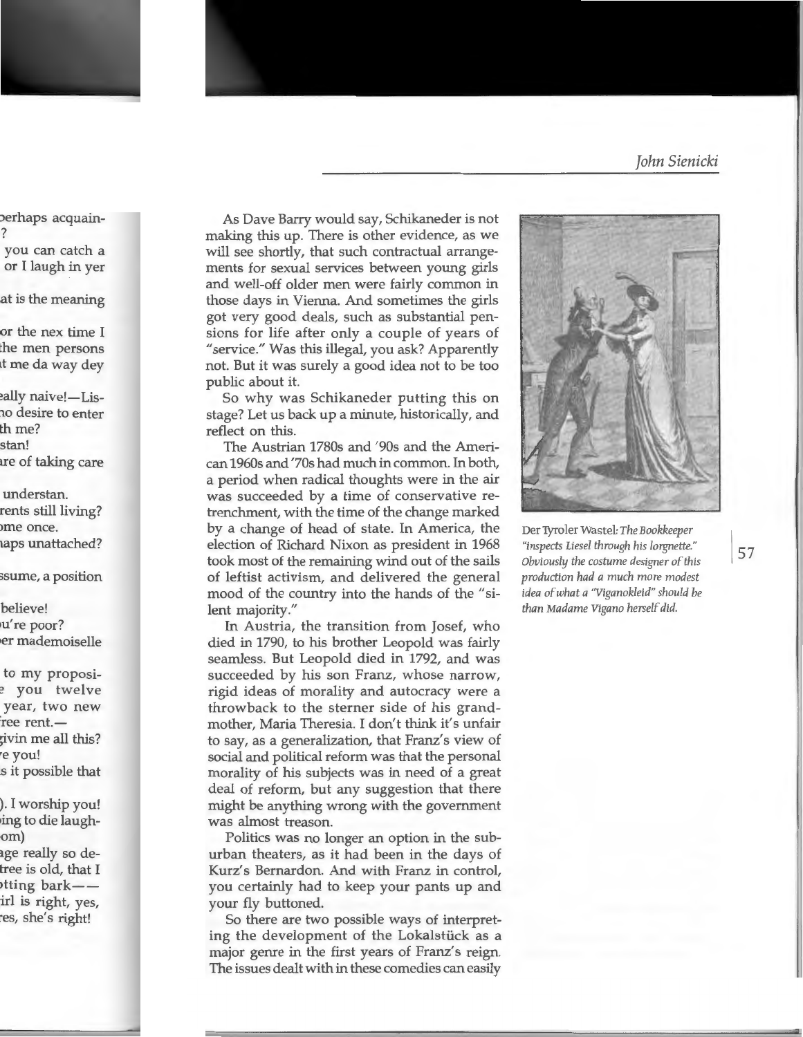As Dave Barry would say, Schikaneder is not making this up. There is other evidence, as we will see shortly, that such contractual arrangements for sexual services between young girls and well-off older men were fairly common in those days in Vienna. And sometimes the girls got very good deals, such as substantial pensions for life after only a couple of years of "service." Was this illegal, you ask? Apparently not. But it was surely a good idea not to be too public about it.

So why was Schikaneder putting this on stage? Let us back up a minute, historically, and reflect on this.

The Austrian 1780s and '90s and the American 1960s and '70s had much in common. In both, a period when radical thoughts were in the air was succeeded by a time of conservative retrenchment, with the time of the change marked by a change of head of state. In America, the election of Richard Nixon as president in 1968 took most of the remaining wind out of the sails of leftist activism, and delivered the general mood of the country into the hands of the "silent majority."

In Austria, the transition from Josef, who died in 1790, to his brother Leopold was fairly seamless. But Leopold died in 1792, and was succeeded by his son Franz, whose narrow, rigid ideas of morality and autocracy were a throwback to the sterner side of his grandmother, Maria Theresia. I don't think it's unfair to say, as a generalization, that Franz's view of social and political reform was that the personal morality of his subjects was in need of a great deal of reform, but any suggestion that there might be anything wrong with the government was almost treason.

Politics was no longer an option in the suburban theaters, as it had been in the days of Kurz's Bernardon. And with Franz in control, you certainly had to keep your pants up and your fly buttoned.

So there are two possible ways of interpreting the development of the Lokalstück as a major genre in the first years of Franz's reign. The issues dealt with in these comedies can easily

Der Tyroler Wastel: *The Bookkeeper "inspects Liesel through his lorgnette." Obviously the costume designer of this production had a much more modest idea of what a "Viganokleid" should be than Madame Vigano herself did.*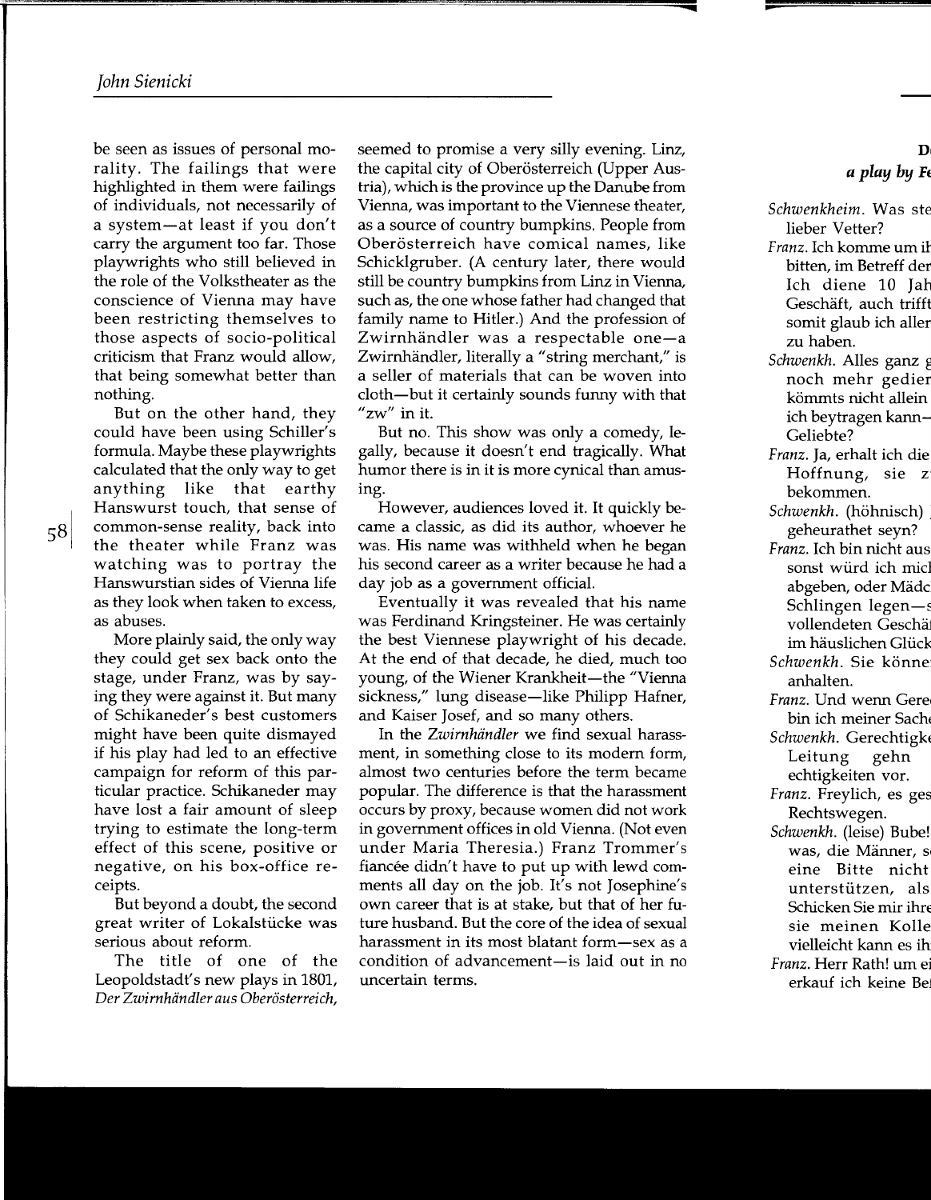be seen as issues of personal morality. The failings that were highlighted in them were failings of individuals, not necessarily of a system—at least if you don't carry the argument too far. Those playwrights who still believed in the role of the Volkstheater as the conscience of Vienna may have been restricting themselves to those aspects of socio-political criticism that Franz would allow, that being somewhat better than nothing.

But on the other hand, they could have been using Schiller's formula. Maybe these playwrights calculated that the only way to get anything like that earthy Hanswurst touch, that sense of common-sense reality, back into the theater while Franz was watching was to portray the Hanswurstian sides of Vienna life as they look when taken to excess, as abuses.

More plainly said, the only way they could get sex back onto the stage, under Franz, was by saying they were against it. But many of Schikaneder's best customers might have been quite dismayed if his play had led to an effective campaign for reform of this particular practice. Schikaneder may have lost a fair amount of sleep trying to estimate the long-term effect of this scene, positive or negative, on his box-office receipts.

But beyond a doubt, the second great writer of Lokalstücke was serious about reform.

The title of one of the Leopoldstadt's new plays in 1801, *Der Zwirnhändler aus Oberösterreich,* seemed to promise a very silly evening. Linz, the capital city of Oberösterreich (Upper Austria), which is the province up the Danube from Vienna, was important to the Viennese theater, as a source of country bumpkins. People from Oberösterreich have comical names, like Schicklgruber. (A century later, there would still be country bumpkins from Linz in Vienna, such as, the one whose father had changed that family name to Hitler.) And the profession of Zwirnhändler was a respectable one—a Zwirnhändler, literally a "string merchant," is a seller of materials that can be woven into cloth—but it certainly sounds funny with that "zw" in it.

But no. This show was only a comedy, legally, because it doesn't end tragically. What humor there is in it is more cynical than amusing.

However, audiences loved it. It quickly became a classic, as did its author, whoever he was. His name was withheld when he began his second career as a writer because he had a day job as a government official.

Eventually it was revealed that his name was Ferdinand Kringsteiner. He was certainly the best Viennese playwright of his decade. At the end of that decade, he died, much too young, of the Wiener Krankheit—the "Vienna sickness," lung disease—like Philipp Hafner, and Kaiser Josef, and so many others.

In the *Zwirnhändler* we find sexual harassment, in something close to its modern form, almost two centuries before the term became popular. The difference is that the harassment occurs by proxy, because women did not work in government offices in old Vienna. (Not even under Maria Theresia.) Franz Trommer's fiancée didn't have to put up with lewd comments all day on the job. It's not Josephine's own career that is at stake, but that of her future husband. But the core of the idea of sexual harassment in its most blatant form—sex as a condition of advancement—is laid out in no uncertain terms.

**D**
***a play by F***

*Schwenkheim.* Was ste
lieber Vetter?

*Franz.* Ich komme um ih
bitten, im Betreff der
Ich diene 10 Jah
Geschäft, auch trifft
somit glaub ich aller
zu haben.

*Schwenkh.* Alles ganz g
noch mehr gedien
kömmts nicht allein
ich beytragen kann—
Geliebte?

*Franz.* Ja, erhalt ich die
Hoffnung, sie z
bekommen.

*Schwenkh.* (höhnisch)
geheurathet seyn?

*Franz.* Ich bin nicht aus
sonst würd ich mich
abgeben, oder Mädc
Schlingen legen—s
vollendeten Geschäf
im häuslichen Glück

*Schwenkh.* Sie könne
anhalten.

*Franz.* Und wenn Gere
bin ich meiner Sach

*Schwenkh.* Gerechtigk
Leitung gehn
echtigkeiten vor.

*Franz.* Freylich, es ges
Rechtswegen.

*Schwenkh.* (leise) Bube!
was, die Männer, s
eine Bitte nicht
unterstützen, als
Schicken Sie mir ihre
sie meinen Kolle
vielleicht kann es ih

*Franz.* Herr Rath! um ei
erkauf ich keine Be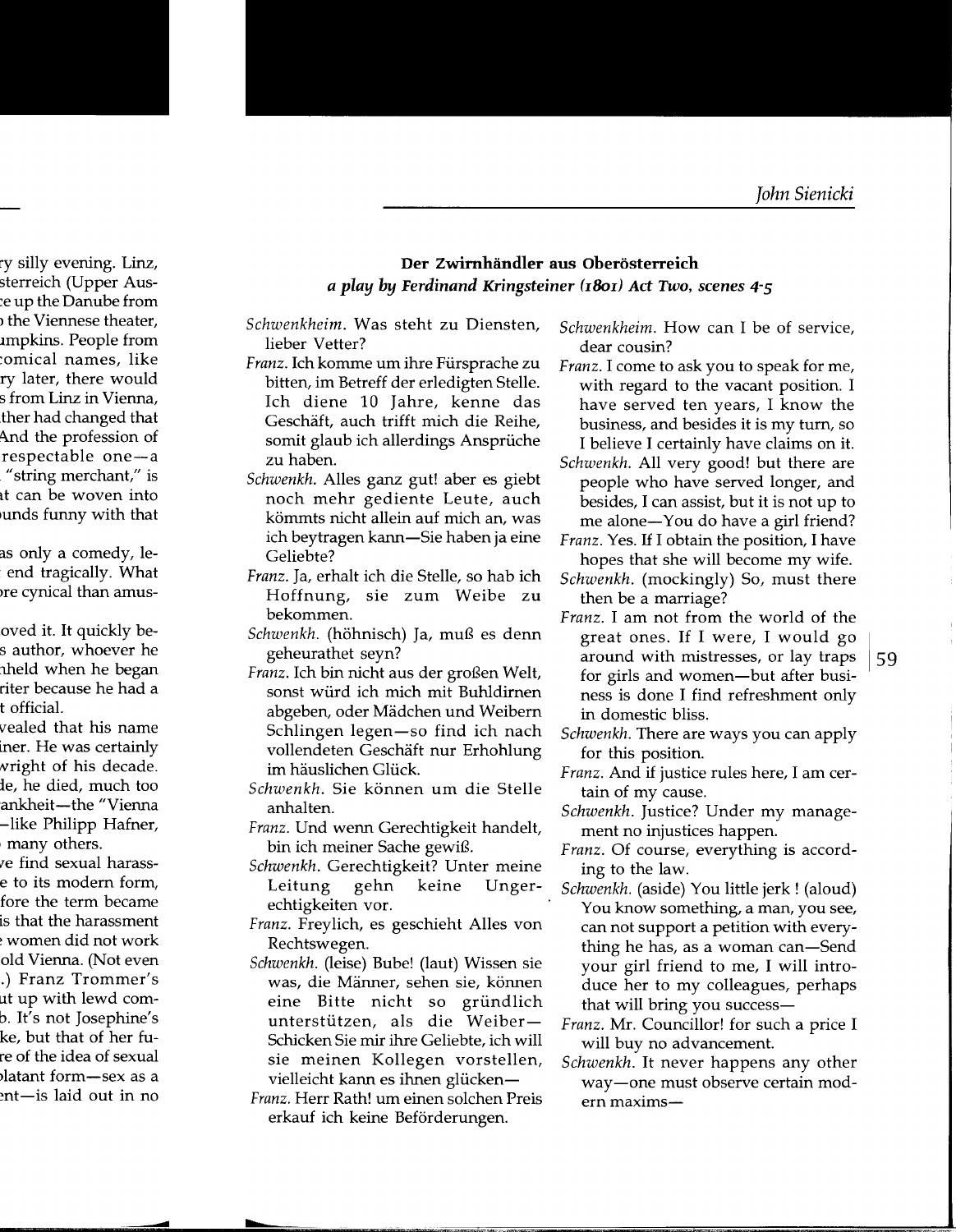**Der Zwirnhändler aus Oberösterreich**

***a play by Ferdinand Kringsteiner (1801) Act Two, scenes 4-5***

| German | English |
|---|---|
| *Schwenkheim.* Was steht zu Diensten, lieber Vetter? | *Schwenkheim.* How can I be of service, dear cousin? |
| *Franz.* Ich komme um ihre Fürsprache zu bitten, im Betreff der erledigten Stelle. Ich diene 10 Jahre, kenne das Geschäft, auch trifft mich die Reihe, somit glaub ich allerdings Ansprüche zu haben. | *Franz.* I come to ask you to speak for me, with regard to the vacant position. I have served ten years, I know the business, and besides it is my turn, so I believe I certainly have claims on it. |
| *Schwenkh.* Alles ganz gut! aber es giebt noch mehr gediente Leute, auch kömmts nicht allein auf mich an, was ich beytragen kann—Sie haben ja eine Geliebte? | *Schwenkh.* All very good! but there are people who have served longer, and besides, I can assist, but it is not up to me alone—You do have a girl friend? |
| *Franz.* Ja, erhalt ich die Stelle, so hab ich Hoffnung, sie zum Weibe zu bekommen. | *Franz.* Yes. If I obtain the position, I have hopes that she will become my wife. |
| *Schwenkh.* (höhnisch) Ja, muß es denn geheurathet seyn? | *Schwenkh.* (mockingly) So, must there then be a marriage? |
| *Franz.* Ich bin nicht aus der großen Welt, sonst würd ich mich mit Buhldirnen abgeben, oder Mädchen und Weibern Schlingen legen—so find ich nach vollendeten Geschäft nur Erhohlung im häuslichen Glück. | *Franz.* I am not from the world of the great ones. If I were, I would go around with mistresses, or lay traps for girls and women—but after business is done I find refreshment only in domestic bliss. |
| *Schwenkh.* Sie können um die Stelle anhalten. | *Schwenkh.* There are ways you can apply for this position. |
| *Franz.* Und wenn Gerechtigkeit handelt, bin ich meiner Sache gewiß. | *Franz.* And if justice rules here, I am certain of my cause. |
| *Schwenkh.* Gerechtigkeit? Unter meine Leitung gehn keine Ungerechtigkeiten vor. | *Schwenkh.* Justice? Under my management no injustices happen. |
| *Franz.* Freylich, es geschieht Alles von Rechtswegen. | *Franz.* Of course, everything is according to the law. |
| *Schwenkh.* (leise) Bube! (laut) Wissen sie was, die Männer, sehen sie, können eine Bitte nicht so gründlich unterstützen, als die Weiber—Schicken Sie mir ihre Geliebte, ich will sie meinen Kollegen vorstellen, vielleicht kann es ihnen glücken— | *Schwenkh.* (aside) You little jerk ! (aloud) You know something, a man, you see, can not support a petition with everything he has, as a woman can—Send your girl friend to me, I will introduce her to my colleagues, perhaps that will bring you success— |
| *Franz.* Herr Rath! um einen solchen Preis erkauf ich keine Beförderungen. | *Franz.* Mr. Councillor! for such a price I will buy no advancement. |
| | *Schwenkh.* It never happens any other way—one must observe certain modern maxims— |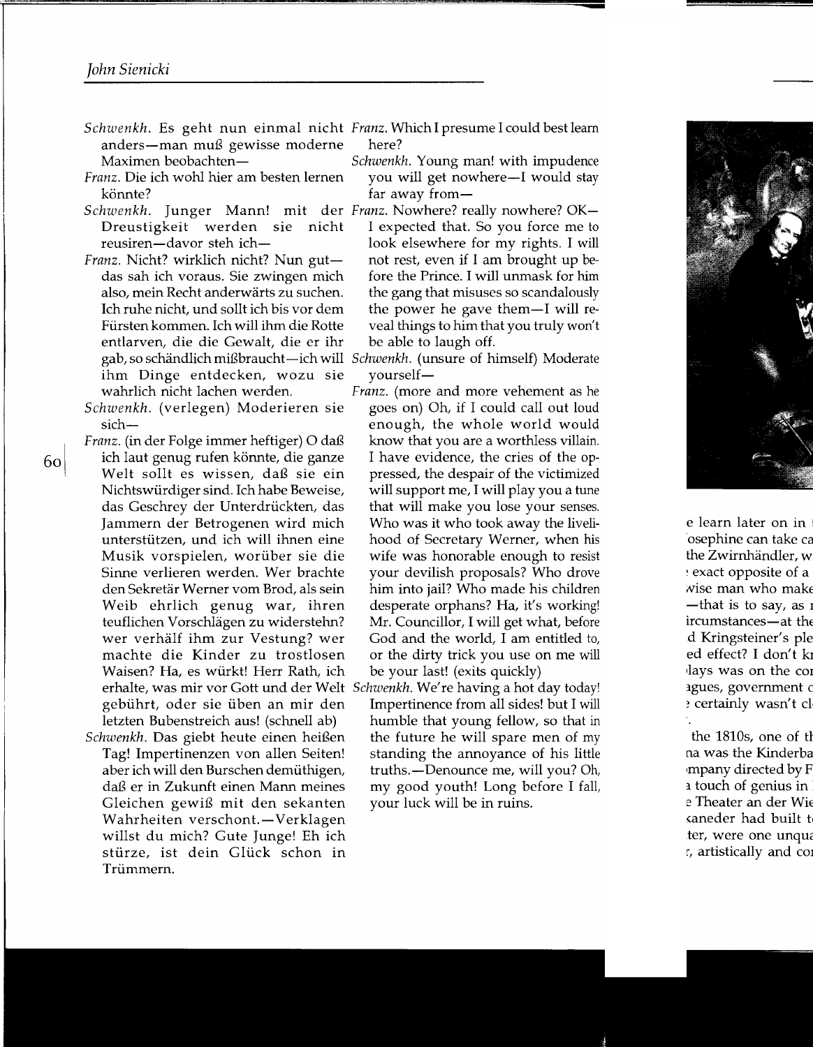*Schwenkh.* Es geht nun einmal nicht anders—man muß gewisse moderne Maximen beobachten—

*Franz.* Die ich wohl hier am besten lernen könnte?

*Schwenkh.* Junger Mann! mit der Dreustigkeit werden sie nicht reusiren—davor steh ich—

*Franz.* Nicht? wirklich nicht? Nun gut—das sah ich voraus. Sie zwingen mich also, mein Recht anderwärts zu suchen. Ich ruhe nicht, und sollt ich bis vor dem Fürsten kommen. Ich will ihm die Rotte entlarven, die die Gewalt, die er ihr gab, so schändlich mißbraucht—ich will ihm Dinge entdecken, wozu sie wahrlich nicht lachen werden.

*Schwenkh.* (verlegen) Moderieren sie sich—

*Franz.* (in der Folge immer heftiger) O daß ich laut genug rufen könnte, die ganze Welt sollt es wissen, daß sie ein Nichtswürdiger sind. Ich habe Beweise, das Geschrey der Unterdrückten, das Jammern der Betrogenen wird mich unterstützen, und ich will ihnen eine Musik vorspielen, worüber sie die Sinne verlieren werden. Wer brachte den Sekretär Werner vom Brod, als sein Weib ehrlich genug war, ihren teuflichen Vorschlägen zu widerstehn? wer verhälf ihm zur Vestung? wer machte die Kinder zu trostlosen Waisen? Ha, es würkt! Herr Rath, ich erhalte, was mir vor Gott und der Welt gebührt, oder sie üben an mir den letzten Bubenstreich aus! (schnell ab)

*Schwenkh.* Das giebt heute einen heißen Tag! Impertinenzen von allen Seiten! aber ich will den Burschen demüthigen, daß er in Zukunft einen Mann meines Gleichen gewiß mit den sekanten Wahrheiten verschont.—Verklagen willst du mich? Gute Junge! Eh ich stürze, ist dein Glück schon in Trümmern.

*Franz.* Which I presume I could best learn here?

*Schwenkh.* Young man! with impudence you will get nowhere—I would stay far away from—

*Franz.* Nowhere? really nowhere? OK—I expected that. So you force me to look elsewhere for my rights. I will not rest, even if I am brought up before the Prince. I will unmask for him the gang that misuses so scandalously the power he gave them—I will reveal things to him that you truly won't be able to laugh off.

*Schwenkh.* (unsure of himself) Moderate yourself—

*Franz.* (more and more vehement as he goes on) Oh, if I could call out loud enough, the whole world would know that you are a worthless villain. I have evidence, the cries of the oppressed, the despair of the victimized will support me, I will play you a tune that will make you lose your senses. Who was it who took away the livelihood of Secretary Werner, when his wife was honorable enough to resist your devilish proposals? Who drove him into jail? Who made his children desperate orphans? Ha, it's working! Mr. Councillor, I will get what, before God and the world, I am entitled to, or the dirty trick you use on me will be your last! (exits quickly)

*Schwenkh.* We're having a hot day today! Impertinence from all sides! but I will humble that young fellow, so that in the future he will spare men of my standing the annoyance of his little truths.—Denounce me, will you? Oh, my good youth! Long before I fall, your luck will be in ruins.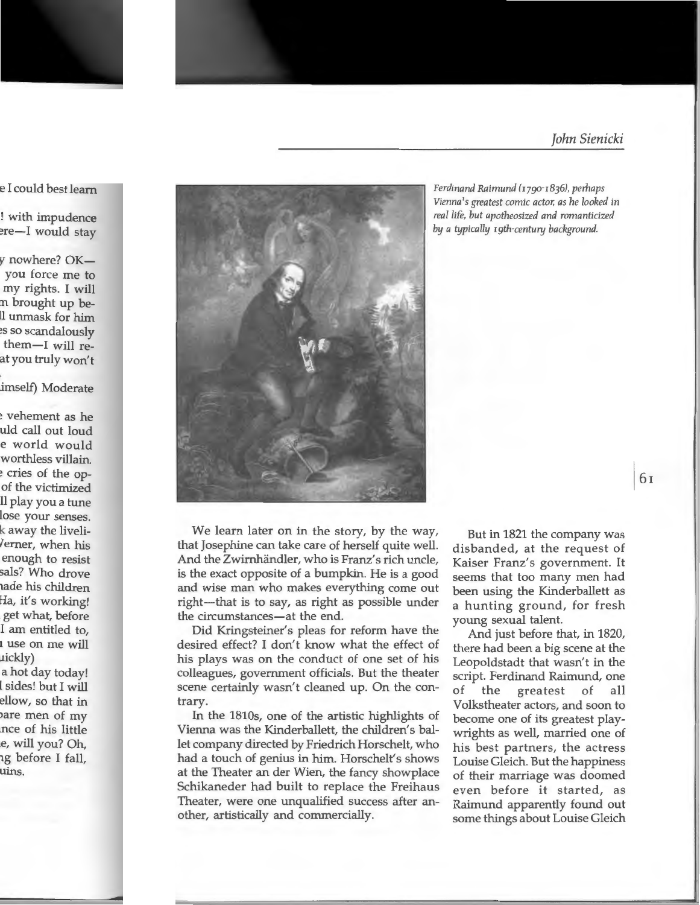*Ferdinand Raimund (1790-1836), perhaps Vienna's greatest comic actor, as he looked in real life, but apotheosized and romanticized by a typically 19th-century background.*

We learn later on in the story, by the way, that Josephine can take care of herself quite well. And the Zwirnhändler, who is Franz's rich uncle, is the exact opposite of a bumpkin. He is a good and wise man who makes everything come out right—that is to say, as right as possible under the circumstances—at the end.

Did Kringsteiner's pleas for reform have the desired effect? I don't know what the effect of his plays was on the conduct of one set of his colleagues, government officials. But the theater scene certainly wasn't cleaned up. On the contrary.

In the 1810s, one of the artistic highlights of Vienna was the Kinderballett, the children's ballet company directed by Friedrich Horschelt, who had a touch of genius in him. Horschelt's shows at the Theater an der Wien, the fancy showplace Schikaneder had built to replace the Freihaus Theater, were one unqualified success after another, artistically and commercially.

But in 1821 the company was disbanded, at the request of Kaiser Franz's government. It seems that too many men had been using the Kinderballett as a hunting ground, for fresh young sexual talent.

And just before that, in 1820, there had been a big scene at the Leopoldstadt that wasn't in the script. Ferdinand Raimund, one of the greatest of all Volkstheater actors, and soon to become one of its greatest playwrights as well, married one of his best partners, the actress Louise Gleich. But the happiness of their marriage was doomed even before it started, as Raimund apparently found out some things about Louise Gleich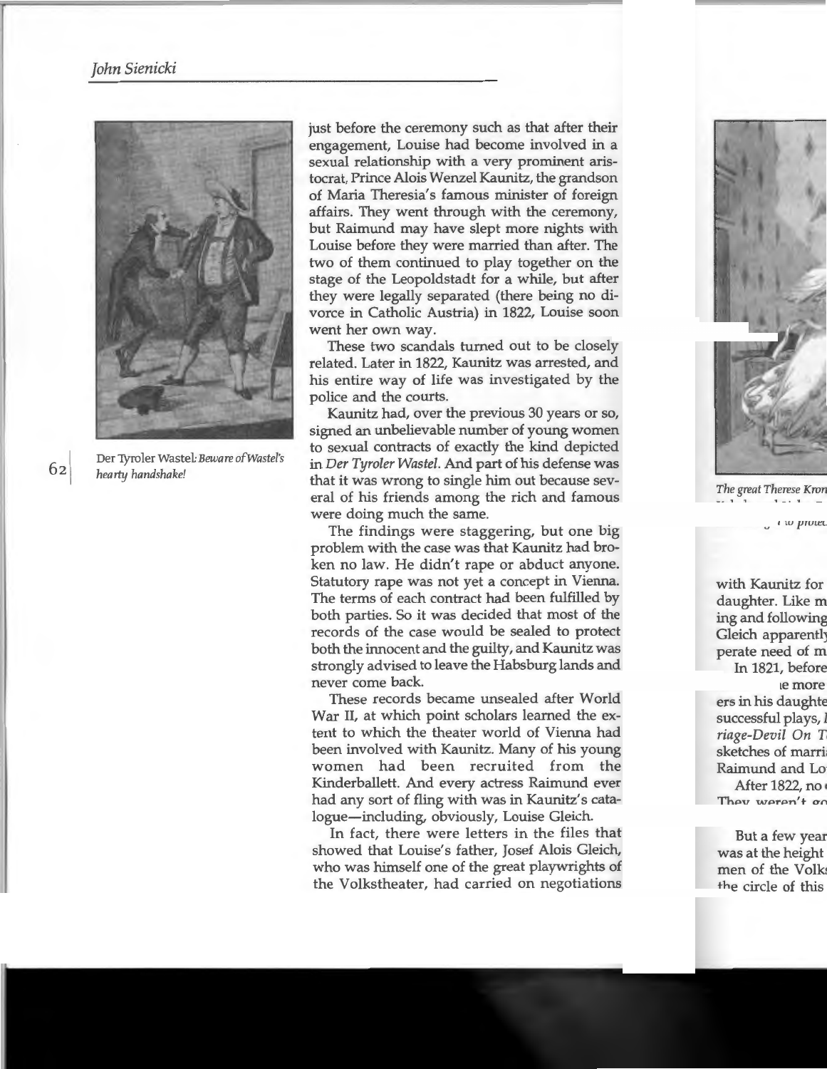Der Tyroler Wastel: *Beware of Wastel's hearty handshake!*

just before the ceremony such as that after their engagement, Louise had become involved in a sexual relationship with a very prominent aristocrat, Prince Alois Wenzel Kaunitz, the grandson of Maria Theresia's famous minister of foreign affairs. They went through with the ceremony, but Raimund may have slept more nights with Louise before they were married than after. The two of them continued to play together on the stage of the Leopoldstadt for a while, but after they were legally separated (there being no divorce in Catholic Austria) in 1822, Louise soon went her own way.

These two scandals turned out to be closely related. Later in 1822, Kaunitz was arrested, and his entire way of life was investigated by the police and the courts.

Kaunitz had, over the previous 30 years or so, signed an unbelievable number of young women to sexual contracts of exactly the kind depicted in *Der Tyroler Wastel*. And part of his defense was that it was wrong to single him out because several of his friends among the rich and famous were doing much the same.

The findings were staggering, but one big problem with the case was that Kaunitz had broken no law. He didn't rape or abduct anyone. Statutory rape was not yet a concept in Vienna. The terms of each contract had been fulfilled by both parties. So it was decided that most of the records of the case would be sealed to protect both the innocent and the guilty, and Kaunitz was strongly advised to leave the Habsburg lands and never come back.

These records became unsealed after World War II, at which point scholars learned the extent to which the theater world of Vienna had been involved with Kaunitz. Many of his young women had been recruited from the Kinderballett. And every actress Raimund ever had any sort of fling with was in Kaunitz's catalogue—including, obviously, Louise Gleich.

In fact, there were letters in the files that showed that Louise's father, Josef Alois Gleich, who was himself one of the great playwrights of the Volkstheater, had carried on negotiations

*The great Therese Kron*

with Kaunitz for daughter. Like m ing and following Gleich apparentl perate need of m

In 1821, before ıe more ers in his daughte successful plays, *l riage-Devil On T* sketches of marri Raimund and Lo

After 1822, no They weren't go

But a few year was at the height men of the Volk the circle of this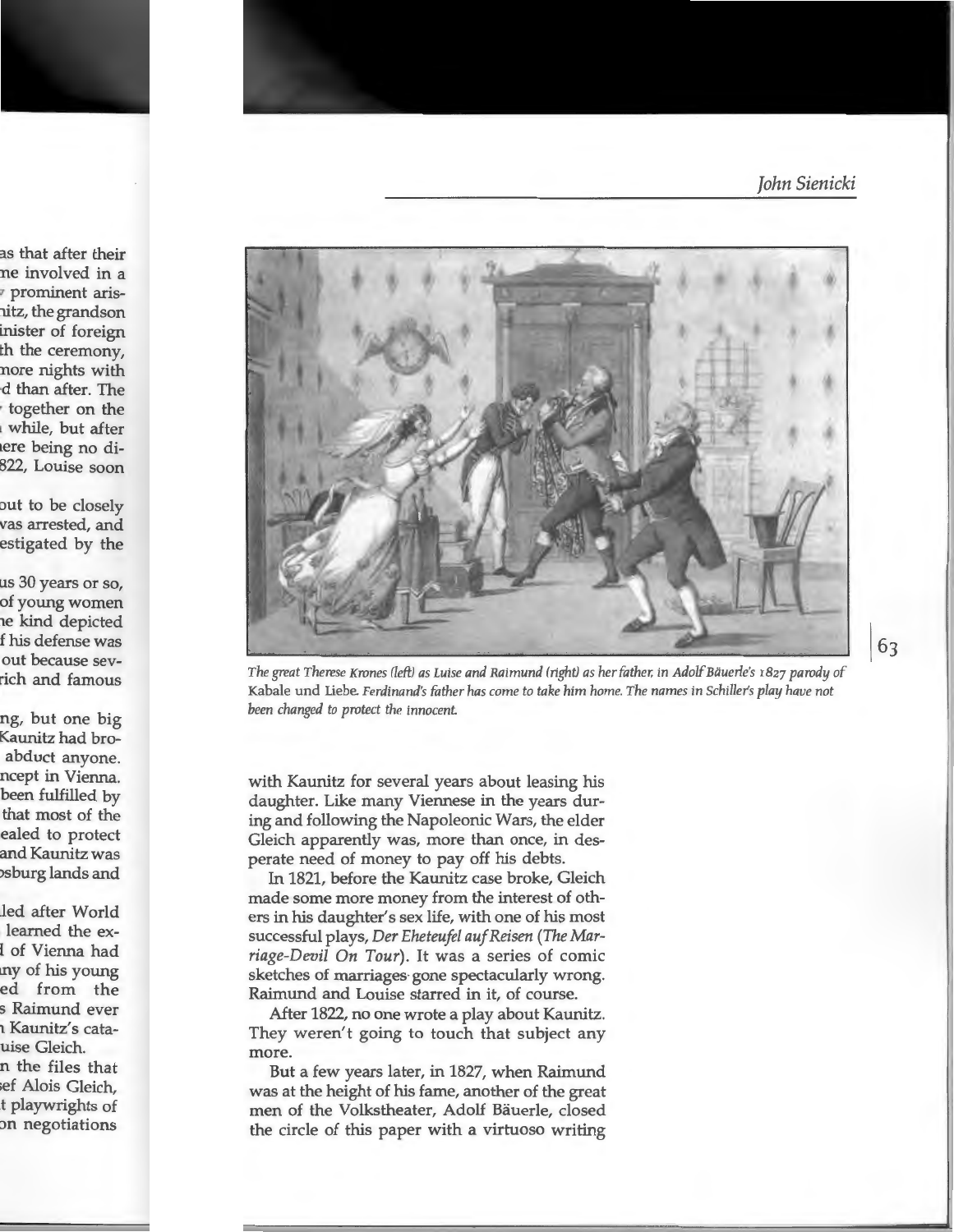*The great Therese Krones (left) as Luise and Raimund (right) as her father, in Adolf Bäuerle's 1827 parody of* Kabale und Liebe. *Ferdinand's father has come to take him home. The names in Schiller's play have not been changed to protect the innocent.*

with Kaunitz for several years about leasing his daughter. Like many Viennese in the years during and following the Napoleonic Wars, the elder Gleich apparently was, more than once, in desperate need of money to pay off his debts.

In 1821, before the Kaunitz case broke, Gleich made some more money from the interest of others in his daughter's sex life, with one of his most successful plays, *Der Eheteufel auf Reisen* (*The Marriage-Devil On Tour*). It was a series of comic sketches of marriages gone spectacularly wrong. Raimund and Louise starred in it, of course.

After 1822, no one wrote a play about Kaunitz. They weren't going to touch that subject any more.

But a few years later, in 1827, when Raimund was at the height of his fame, another of the great men of the Volkstheater, Adolf Bäuerle, closed the circle of this paper with a virtuoso writing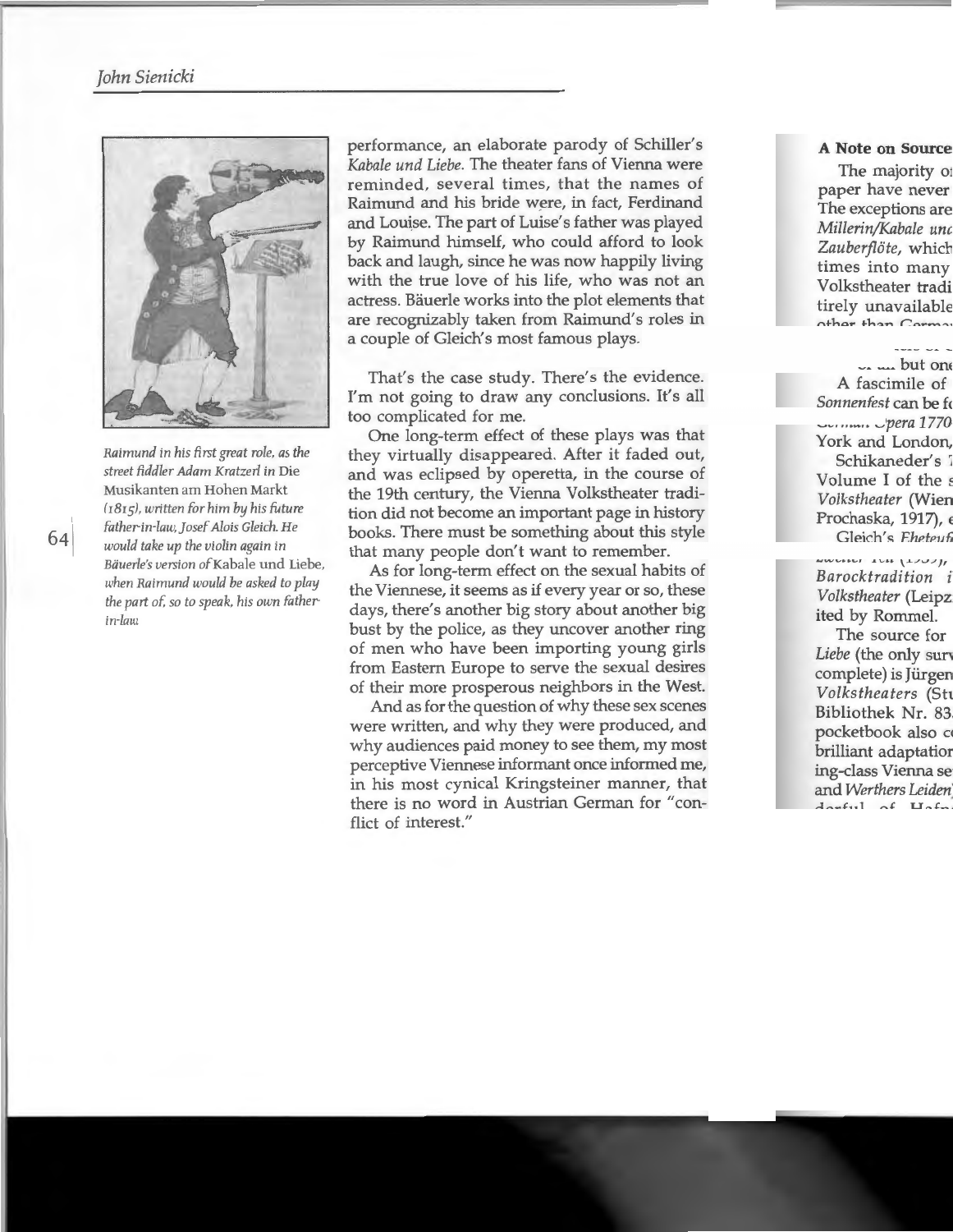performance, an elaborate parody of Schiller's *Kabale und Liebe*. The theater fans of Vienna were reminded, several times, that the names of Raimund and his bride were, in fact, Ferdinand and Louise. The part of Luise's father was played by Raimund himself, who could afford to look back and laugh, since he was now happily living with the true love of his life, who was not an actress. Bäuerle works into the plot elements that are recognizably taken from Raimund's roles in a couple of Gleich's most famous plays.

*Raimund in his first great role, as the street fiddler Adam Kratzerl in* Die Musikanten am Hohen Markt *(1815), written for him by his future father-in-law, Josef Alois Gleich. He would take up the violin again in Bäuerle's version of* Kabale und Liebe, *when Raimund would be asked to play the part of, so to speak, his own father-in-law.*

That's the case study. There's the evidence. I'm not going to draw any conclusions. It's all too complicated for me.

One long-term effect of these plays was that they virtually disappeared. After it faded out, and was eclipsed by operetta, in the course of the 19th century, the Vienna Volkstheater tradition did not become an important page in history books. There must be something about this style that many people don't want to remember.

As for long-term effect on the sexual habits of the Viennese, it seems as if every year or so, these days, there's another big story about another big bust by the police, as they uncover another ring of men who have been importing young girls from Eastern Europe to serve the sexual desires of their more prosperous neighbors in the West.

And as for the question of why these sex scenes were written, and why they were produced, and why audiences paid money to see them, my most perceptive Viennese informant once informed me, in his most cynical Kringsteiner manner, that there is no word in Austrian German for "conflict of interest."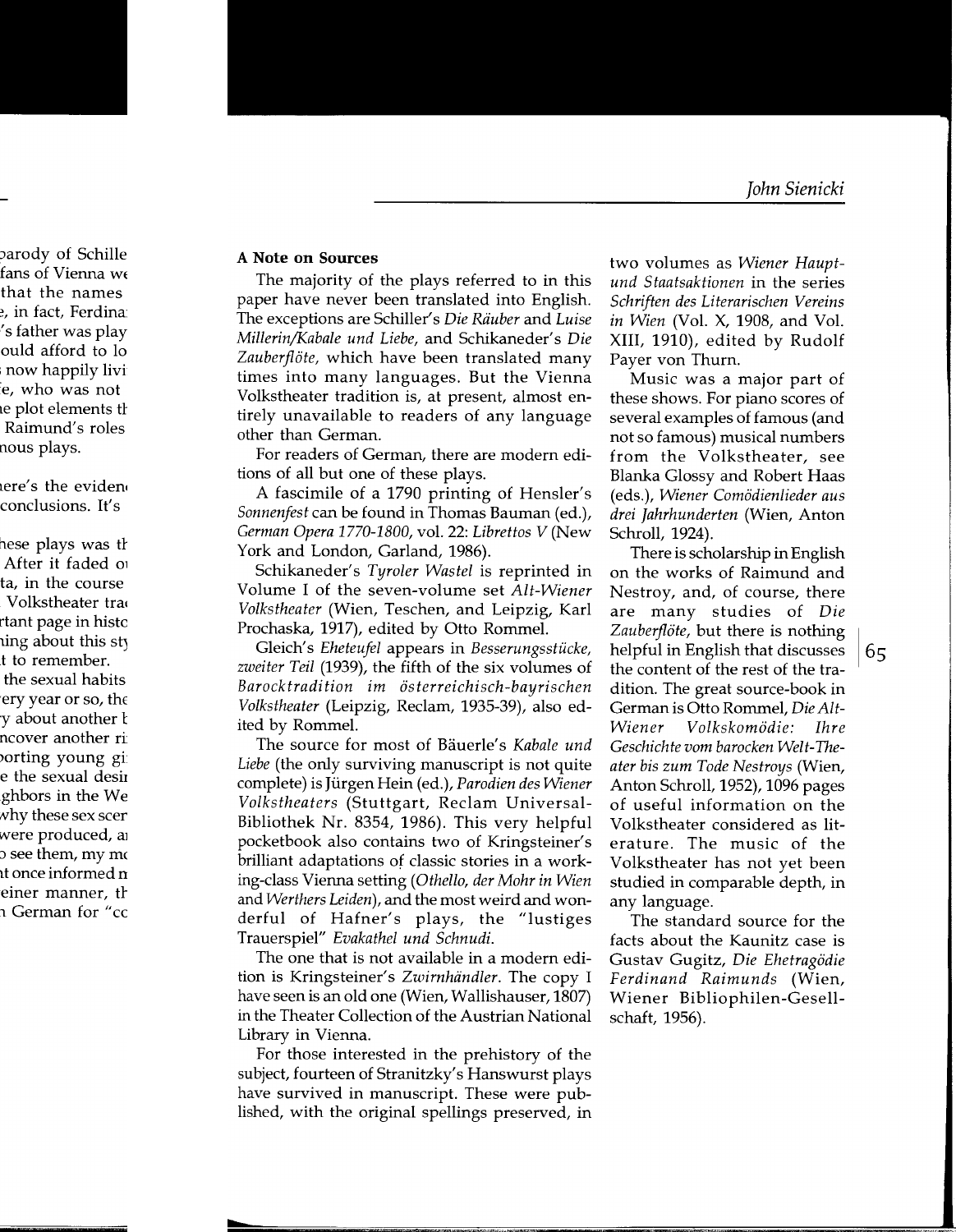### A Note on Sources

The majority of the plays referred to in this paper have never been translated into English. The exceptions are Schiller's *Die Räuber* and *Luise Millerin/Kabale und Liebe*, and Schikaneder's *Die Zauberflöte*, which have been translated many times into many languages. But the Vienna Volkstheater tradition is, at present, almost entirely unavailable to readers of any language other than German.

For readers of German, there are modern editions of all but one of these plays.

A fascimile of a 1790 printing of Hensler's *Sonnenfest* can be found in Thomas Bauman (ed.), *German Opera 1770-1800*, vol. 22: *Librettos V* (New York and London, Garland, 1986).

Schikaneder's *Tyroler Wastel* is reprinted in Volume I of the seven-volume set *Alt-Wiener Volkstheater* (Wien, Teschen, and Leipzig, Karl Prochaska, 1917), edited by Otto Rommel.

Gleich's *Eheteufel* appears in *Besserungsstücke, zweiter Teil* (1939), the fifth of the six volumes of *Barocktradition im österreichisch-bayrischen Volkstheater* (Leipzig, Reclam, 1935-39), also edited by Rommel.

The source for most of Bäuerle's *Kabale und Liebe* (the only surviving manuscript is not quite complete) is Jürgen Hein (ed.), *Parodien des Wiener Volkstheaters* (Stuttgart, Reclam Universal-Bibliothek Nr. 8354, 1986). This very helpful pocketbook also contains two of Kringsteiner's brilliant adaptations of classic stories in a working-class Vienna setting (*Othello, der Mohr in Wien* and *Werthers Leiden*), and the most weird and wonderful of Hafner's plays, the "lustiges Trauerspiel" *Evakathel und Schnudi*.

The one that is not available in a modern edition is Kringsteiner's *Zwirnhändler*. The copy I have seen is an old one (Wien, Wallishauser, 1807) in the Theater Collection of the Austrian National Library in Vienna.

For those interested in the prehistory of the subject, fourteen of Stranitzky's Hanswurst plays have survived in manuscript. These were published, with the original spellings preserved, in two volumes as *Wiener Haupt- und Staatsaktionen* in the series *Schriften des Literarischen Vereins in Wien* (Vol. X, 1908, and Vol. XIII, 1910), edited by Rudolf Payer von Thurn.

Music was a major part of these shows. For piano scores of several examples of famous (and not so famous) musical numbers from the Volkstheater, see Blanka Glossy and Robert Haas (eds.), *Wiener Comödienlieder aus drei Jahrhunderten* (Wien, Anton Schroll, 1924).

There is scholarship in English on the works of Raimund and Nestroy, and, of course, there are many studies of *Die Zauberflöte*, but there is nothing helpful in English that discusses the content of the rest of the tradition. The great source-book in German is Otto Rommel, *Die Alt-Wiener Volkskomödie: Ihre Geschichte vom barocken Welt-Theater bis zum Tode Nestroys* (Wien, Anton Schroll, 1952), 1096 pages of useful information on the Volkstheater considered as literature. The music of the Volkstheater has not yet been studied in comparable depth, in any language.

The standard source for the facts about the Kaunitz case is Gustav Gugitz, *Die Ehetragödie Ferdinand Raimunds* (Wien, Wiener Bibliophilen-Gesellschaft, 1956).